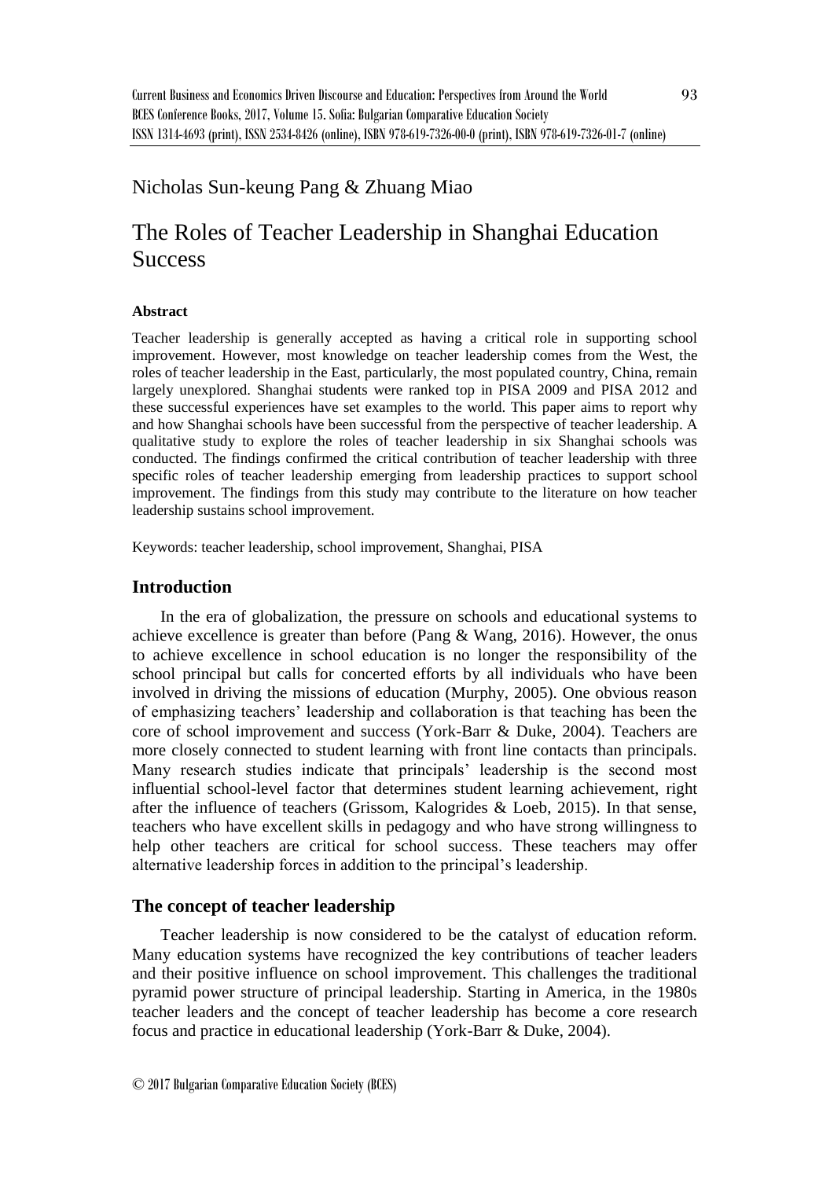Nicholas Sun-keung Pang & Zhuang Miao

# The Roles of Teacher Leadership in Shanghai Education Success

**Abstract**

Teacher leadership is generally accepted as having a critical role in supporting school improvement. However, most knowledge on teacher leadership comes from the West, the roles of teacher leadership in the East, particularly, the most populated country, China, remain largely unexplored. Shanghai students were ranked top in PISA 2009 and PISA 2012 and these successful experiences have set examples to the world. This paper aims to report why and how Shanghai schools have been successful from the perspective of teacher leadership. A qualitative study to explore the roles of teacher leadership in six Shanghai schools was conducted. The findings confirmed the critical contribution of teacher leadership with three specific roles of teacher leadership emerging from leadership practices to support school improvement. The findings from this study may contribute to the literature on how teacher leadership sustains school improvement.

Keywords: teacher leadership, school improvement, Shanghai, PISA

## Introduction

In the era of globalization, the pressure on schools and educational systems to achieve excellence is greater than before (Pang & Wang, 2016). However, the onus to achieve excellence in school education is no longer the responsibility of the school principal but calls for concerted efforts by all individuals who have been involved in driving the missions of education (Murphy, 2005). One obvious reason of emphasizing teachers' leadership and collaboration is that teaching has been the core of school improvement and success (York-Barr & Duke, 2004). Teachers are more closely connected to student learning with front line contacts than principals. Many research studies indicate that principals' leadership is the second most influential school-level factor that determines student learning achievement, right after the influence of teachers (Grissom, Kalogrides & Loeb, 2015). In that sense, teachers who have excellent skills in pedagogy and who have strong willingness to help other teachers are critical for school success. These teachers may offer alternative leadership forces in addition to the principal's leadership.

## The concept of teacher leadership

Teacher leadership is now considered to be the catalyst of education reform. Many education systems have recognized the key contributions of teacher leaders and their positive influence on school improvement. This challenges the traditional pyramid power structure of principal leadership. Starting in America, in the 1980s teacher leaders and the concept of teacher leadership has become a core research focus and practice in educational leadership (York-Barr & Duke, 2004).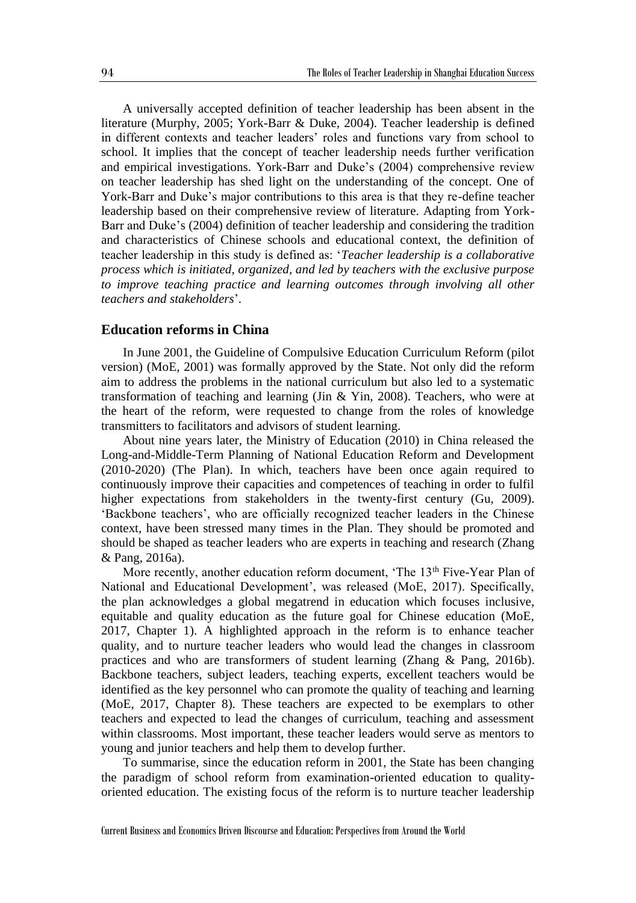A universally accepted definition of teacher leadership has been absent in the literature (Murphy, 2005; York-Barr & Duke, 2004). Teacher leadership is defined in different contexts and teacher leaders' roles and functions vary from school to school. It implies that the concept of teacher leadership needs further verification and empirical investigations. York-Barr and Duke's (2004) comprehensive review on teacher leadership has shed light on the understanding of the concept. One of York-Barr and Duke's major contributions to this area is that they re-define teacher leadership based on their comprehensive review of literature. Adapting from York-Barr and Duke's (2004) definition of teacher leadership and considering the tradition and characteristics of Chinese schools and educational context, the definition of teacher leadership in this study is defined as: '*Teacher leadership is a collaborative process which is initiated, organized, and led by teachers with the exclusive purpose to improve teaching practice and learning outcomes through involving all other teachers and stakeholders*'.

## Education reforms in China

In June 2001, the Guideline of Compulsive Education Curriculum Reform (pilot version) (MoE, 2001) was formally approved by the State. Not only did the reform aim to address the problems in the national curriculum but also led to a systematic transformation of teaching and learning (Jin & Yin, 2008). Teachers, who were at the heart of the reform, were requested to change from the roles of knowledge transmitters to facilitators and advisors of student learning.

About nine years later, the Ministry of Education (2010) in China released the Long-and-Middle-Term Planning of National Education Reform and Development (2010-2020) (The Plan). In which, teachers have been once again required to continuously improve their capacities and competences of teaching in order to fulfil higher expectations from stakeholders in the twenty-first century (Gu, 2009). 'Backbone teachers', who are officially recognized teacher leaders in the Chinese context, have been stressed many times in the Plan. They should be promoted and should be shaped as teacher leaders who are experts in teaching and research (Zhang & Pang, 2016a).

More recently, another education reform document, 'The 13th Five-Year Plan of National and Educational Development', was released (MoE, 2017). Specifically, the plan acknowledges a global megatrend in education which focuses inclusive, equitable and quality education as the future goal for Chinese education (MoE, 2017, Chapter 1). A highlighted approach in the reform is to enhance teacher quality, and to nurture teacher leaders who would lead the changes in classroom practices and who are transformers of student learning (Zhang & Pang, 2016b). Backbone teachers, subject leaders, teaching experts, excellent teachers would be identified as the key personnel who can promote the quality of teaching and learning (MoE, 2017, Chapter 8). These teachers are expected to be exemplars to other teachers and expected to lead the changes of curriculum, teaching and assessment within classrooms. Most important, these teacher leaders would serve as mentors to young and junior teachers and help them to develop further.

To summarise, since the education reform in 2001, the State has been changing the paradigm of school reform from examination-oriented education to quality-oriented education. The existing focus of the reform is to nurture teacher leadership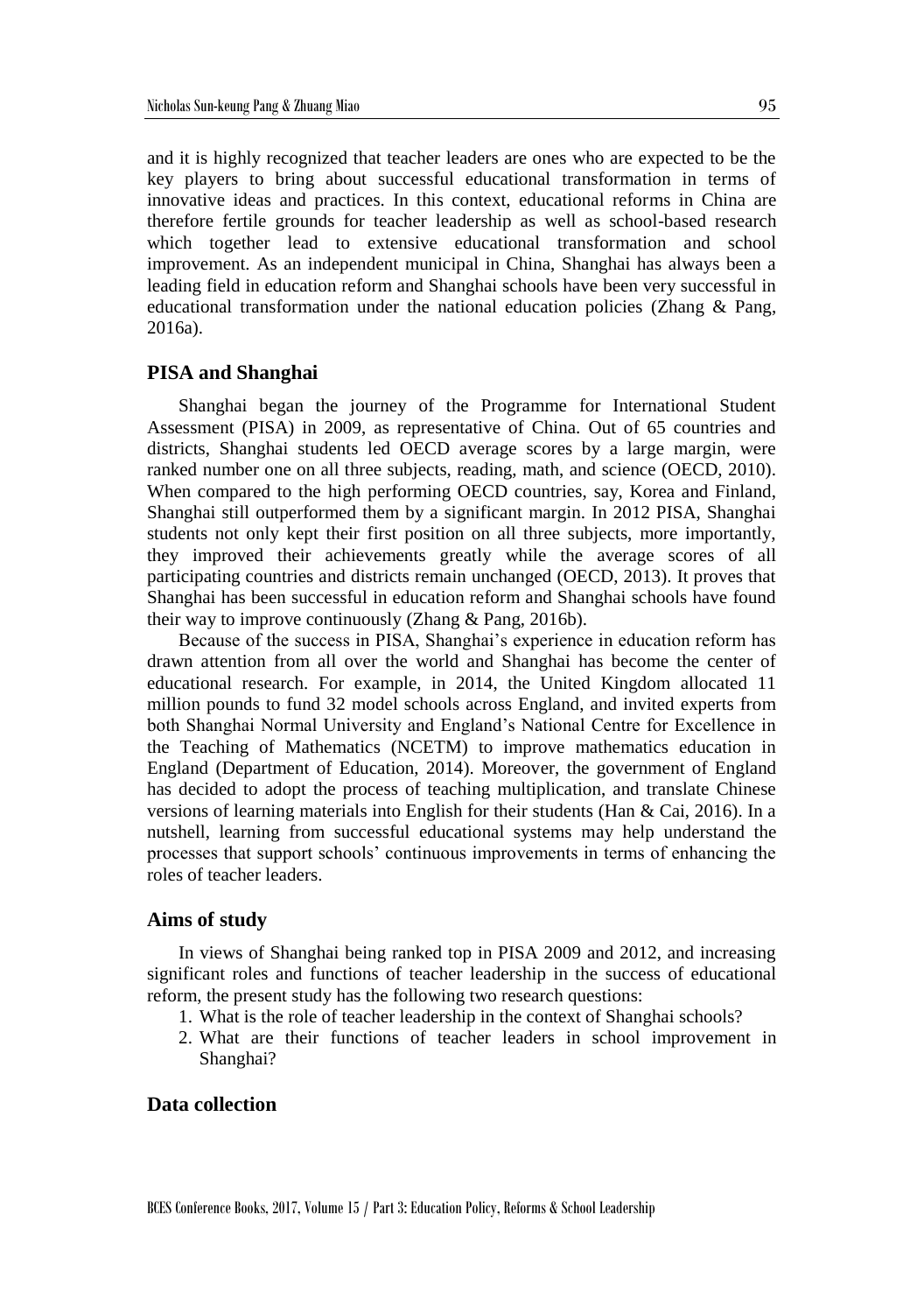and it is highly recognized that teacher leaders are ones who are expected to be the key players to bring about successful educational transformation in terms of innovative ideas and practices. In this context, educational reforms in China are therefore fertile grounds for teacher leadership as well as school-based research which together lead to extensive educational transformation and school improvement. As an independent municipal in China, Shanghai has always been a leading field in education reform and Shanghai schools have been very successful in educational transformation under the national education policies (Zhang & Pang, 2016a).

## PISA and Shanghai

Shanghai began the journey of the Programme for International Student Assessment (PISA) in 2009, as representative of China. Out of 65 countries and districts, Shanghai students led OECD average scores by a large margin, were ranked number one on all three subjects, reading, math, and science (OECD, 2010). When compared to the high performing OECD countries, say, Korea and Finland, Shanghai still outperformed them by a significant margin. In 2012 PISA, Shanghai students not only kept their first position on all three subjects, more importantly, they improved their achievements greatly while the average scores of all participating countries and districts remain unchanged (OECD, 2013). It proves that Shanghai has been successful in education reform and Shanghai schools have found their way to improve continuously (Zhang & Pang, 2016b).

Because of the success in PISA, Shanghai's experience in education reform has drawn attention from all over the world and Shanghai has become the center of educational research. For example, in 2014, the United Kingdom allocated 11 million pounds to fund 32 model schools across England, and invited experts from both Shanghai Normal University and England's National Centre for Excellence in the Teaching of Mathematics (NCETM) to improve mathematics education in England (Department of Education, 2014). Moreover, the government of England has decided to adopt the process of teaching multiplication, and translate Chinese versions of learning materials into English for their students (Han & Cai, 2016). In a nutshell, learning from successful educational systems may help understand the processes that support schools' continuous improvements in terms of enhancing the roles of teacher leaders.

## Aims of study

In views of Shanghai being ranked top in PISA 2009 and 2012, and increasing significant roles and functions of teacher leadership in the success of educational reform, the present study has the following two research questions:

1. What is the role of teacher leadership in the context of Shanghai schools?
2. What are their functions of teacher leaders in school improvement in Shanghai?

## Data collection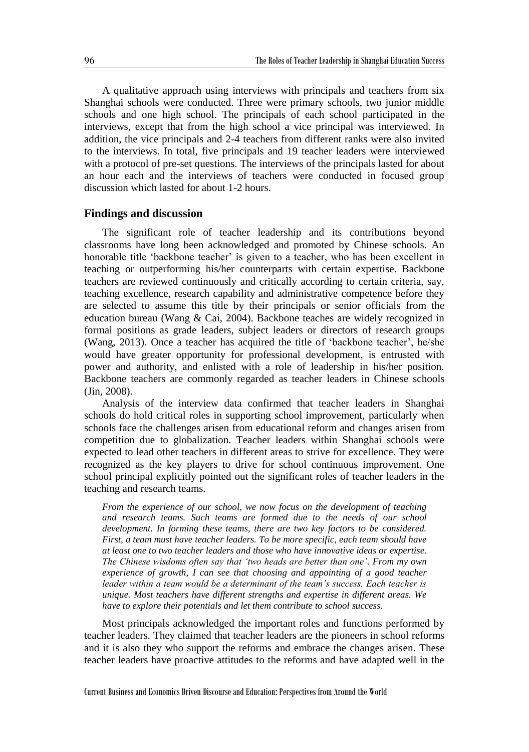A qualitative approach using interviews with principals and teachers from six Shanghai schools were conducted. Three were primary schools, two junior middle schools and one high school. The principals of each school participated in the interviews, except that from the high school a vice principal was interviewed. In addition, the vice principals and 2-4 teachers from different ranks were also invited to the interviews. In total, five principals and 19 teacher leaders were interviewed with a protocol of pre-set questions. The interviews of the principals lasted for about an hour each and the interviews of teachers were conducted in focused group discussion which lasted for about 1-2 hours.

## Findings and discussion

The significant role of teacher leadership and its contributions beyond classrooms have long been acknowledged and promoted by Chinese schools. An honorable title 'backbone teacher' is given to a teacher, who has been excellent in teaching or outperforming his/her counterparts with certain expertise. Backbone teachers are reviewed continuously and critically according to certain criteria, say, teaching excellence, research capability and administrative competence before they are selected to assume this title by their principals or senior officials from the education bureau (Wang & Cai, 2004). Backbone teaches are widely recognized in formal positions as grade leaders, subject leaders or directors of research groups (Wang, 2013). Once a teacher has acquired the title of 'backbone teacher', he/she would have greater opportunity for professional development, is entrusted with power and authority, and enlisted with a role of leadership in his/her position. Backbone teachers are commonly regarded as teacher leaders in Chinese schools (Jin, 2008).

Analysis of the interview data confirmed that teacher leaders in Shanghai schools do hold critical roles in supporting school improvement, particularly when schools face the challenges arisen from educational reform and changes arisen from competition due to globalization. Teacher leaders within Shanghai schools were expected to lead other teachers in different areas to strive for excellence. They were recognized as the key players to drive for school continuous improvement. One school principal explicitly pointed out the significant roles of teacher leaders in the teaching and research teams.

> *From the experience of our school, we now focus on the development of teaching and research teams. Such teams are formed due to the needs of our school development. In forming these teams, there are two key factors to be considered. First, a team must have teacher leaders. To be more specific, each team should have at least one to two teacher leaders and those who have innovative ideas or expertise. The Chinese wisdoms often say that 'two heads are better than one'. From my own experience of growth, I can see that choosing and appointing of a good teacher leader within a team would be a determinant of the team's success. Each teacher is unique. Most teachers have different strengths and expertise in different areas. We have to explore their potentials and let them contribute to school success.*

Most principals acknowledged the important roles and functions performed by teacher leaders. They claimed that teacher leaders are the pioneers in school reforms and it is also they who support the reforms and embrace the changes arisen. These teacher leaders have proactive attitudes to the reforms and have adapted well in the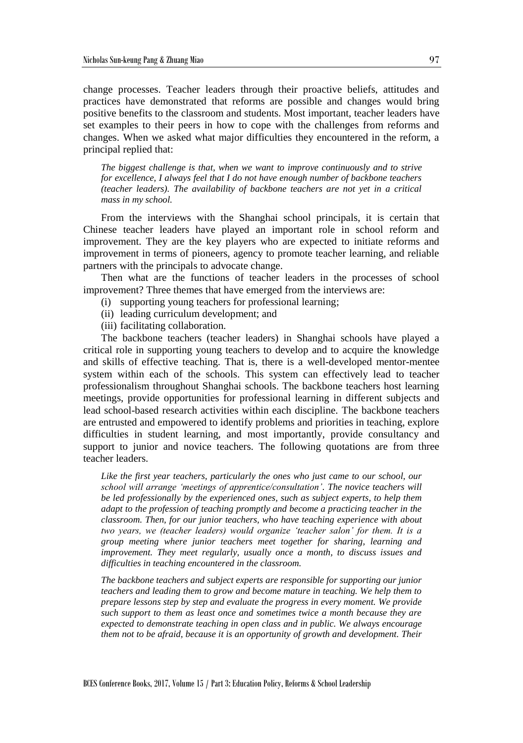change processes. Teacher leaders through their proactive beliefs, attitudes and practices have demonstrated that reforms are possible and changes would bring positive benefits to the classroom and students. Most important, teacher leaders have set examples to their peers in how to cope with the challenges from reforms and changes. When we asked what major difficulties they encountered in the reform, a principal replied that:

> *The biggest challenge is that, when we want to improve continuously and to strive for excellence, I always feel that I do not have enough number of backbone teachers (teacher leaders). The availability of backbone teachers are not yet in a critical mass in my school.*

From the interviews with the Shanghai school principals, it is certain that Chinese teacher leaders have played an important role in school reform and improvement. They are the key players who are expected to initiate reforms and improvement in terms of pioneers, agency to promote teacher learning, and reliable partners with the principals to advocate change.

Then what are the functions of teacher leaders in the processes of school improvement? Three themes that have emerged from the interviews are:

(i) supporting young teachers for professional learning;
(ii) leading curriculum development; and
(iii) facilitating collaboration.

The backbone teachers (teacher leaders) in Shanghai schools have played a critical role in supporting young teachers to develop and to acquire the knowledge and skills of effective teaching. That is, there is a well-developed mentor-mentee system within each of the schools. This system can effectively lead to teacher professionalism throughout Shanghai schools. The backbone teachers host learning meetings, provide opportunities for professional learning in different subjects and lead school-based research activities within each discipline. The backbone teachers are entrusted and empowered to identify problems and priorities in teaching, explore difficulties in student learning, and most importantly, provide consultancy and support to junior and novice teachers. The following quotations are from three teacher leaders.

> *Like the first year teachers, particularly the ones who just came to our school, our school will arrange 'meetings of apprentice/consultation'. The novice teachers will be led professionally by the experienced ones, such as subject experts, to help them adapt to the profession of teaching promptly and become a practicing teacher in the classroom. Then, for our junior teachers, who have teaching experience with about two years, we (teacher leaders) would organize 'teacher salon' for them. It is a group meeting where junior teachers meet together for sharing, learning and improvement. They meet regularly, usually once a month, to discuss issues and difficulties in teaching encountered in the classroom.*

> *The backbone teachers and subject experts are responsible for supporting our junior teachers and leading them to grow and become mature in teaching. We help them to prepare lessons step by step and evaluate the progress in every moment. We provide such support to them as least once and sometimes twice a month because they are expected to demonstrate teaching in open class and in public. We always encourage them not to be afraid, because it is an opportunity of growth and development. Their*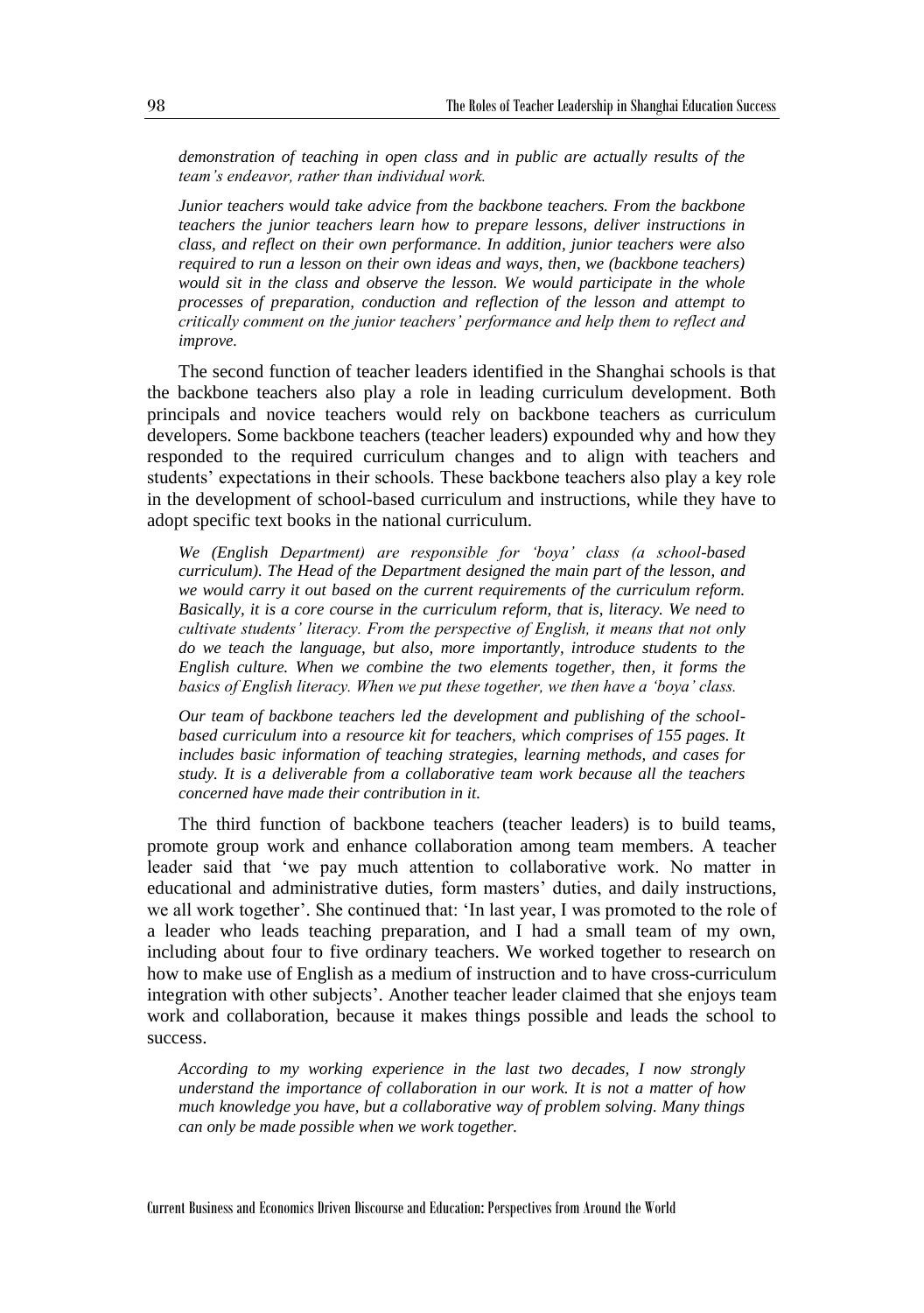*demonstration of teaching in open class and in public are actually results of the team's endeavor, rather than individual work.*

*Junior teachers would take advice from the backbone teachers. From the backbone teachers the junior teachers learn how to prepare lessons, deliver instructions in class, and reflect on their own performance. In addition, junior teachers were also required to run a lesson on their own ideas and ways, then, we (backbone teachers) would sit in the class and observe the lesson. We would participate in the whole processes of preparation, conduction and reflection of the lesson and attempt to critically comment on the junior teachers' performance and help them to reflect and improve.*

The second function of teacher leaders identified in the Shanghai schools is that the backbone teachers also play a role in leading curriculum development. Both principals and novice teachers would rely on backbone teachers as curriculum developers. Some backbone teachers (teacher leaders) expounded why and how they responded to the required curriculum changes and to align with teachers and students' expectations in their schools. These backbone teachers also play a key role in the development of school-based curriculum and instructions, while they have to adopt specific text books in the national curriculum.

*We (English Department) are responsible for 'boya' class (a school-based curriculum). The Head of the Department designed the main part of the lesson, and we would carry it out based on the current requirements of the curriculum reform. Basically, it is a core course in the curriculum reform, that is, literacy. We need to cultivate students' literacy. From the perspective of English, it means that not only do we teach the language, but also, more importantly, introduce students to the English culture. When we combine the two elements together, then, it forms the basics of English literacy. When we put these together, we then have a 'boya' class.*

*Our team of backbone teachers led the development and publishing of the school-based curriculum into a resource kit for teachers, which comprises of 155 pages. It includes basic information of teaching strategies, learning methods, and cases for study. It is a deliverable from a collaborative team work because all the teachers concerned have made their contribution in it.*

The third function of backbone teachers (teacher leaders) is to build teams, promote group work and enhance collaboration among team members. A teacher leader said that 'we pay much attention to collaborative work. No matter in educational and administrative duties, form masters' duties, and daily instructions, we all work together'. She continued that: 'In last year, I was promoted to the role of a leader who leads teaching preparation, and I had a small team of my own, including about four to five ordinary teachers. We worked together to research on how to make use of English as a medium of instruction and to have cross-curriculum integration with other subjects'. Another teacher leader claimed that she enjoys team work and collaboration, because it makes things possible and leads the school to success.

*According to my working experience in the last two decades, I now strongly understand the importance of collaboration in our work. It is not a matter of how much knowledge you have, but a collaborative way of problem solving. Many things can only be made possible when we work together.*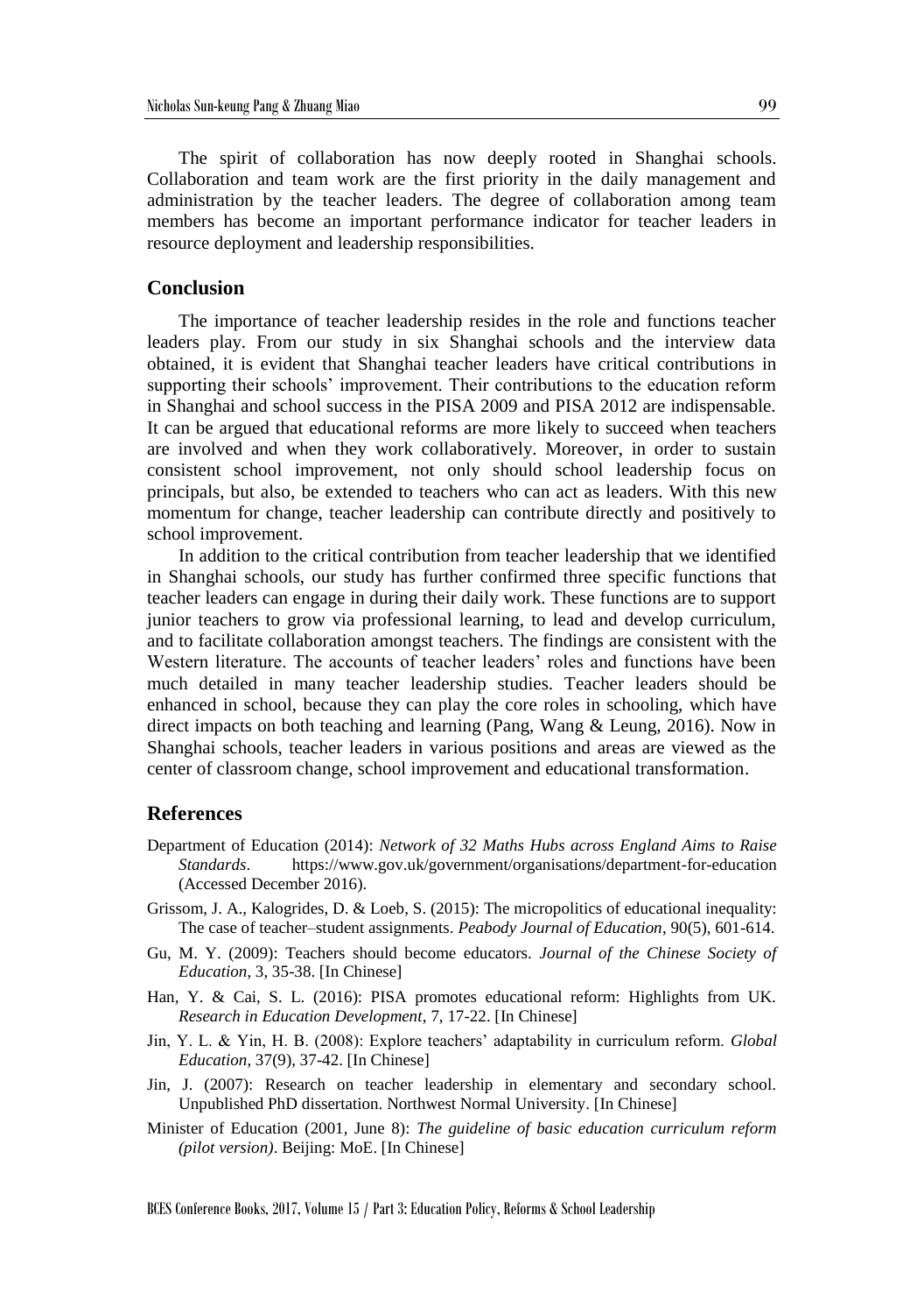The spirit of collaboration has now deeply rooted in Shanghai schools. Collaboration and team work are the first priority in the daily management and administration by the teacher leaders. The degree of collaboration among team members has become an important performance indicator for teacher leaders in resource deployment and leadership responsibilities.

## Conclusion

The importance of teacher leadership resides in the role and functions teacher leaders play. From our study in six Shanghai schools and the interview data obtained, it is evident that Shanghai teacher leaders have critical contributions in supporting their schools' improvement. Their contributions to the education reform in Shanghai and school success in the PISA 2009 and PISA 2012 are indispensable. It can be argued that educational reforms are more likely to succeed when teachers are involved and when they work collaboratively. Moreover, in order to sustain consistent school improvement, not only should school leadership focus on principals, but also, be extended to teachers who can act as leaders. With this new momentum for change, teacher leadership can contribute directly and positively to school improvement.

In addition to the critical contribution from teacher leadership that we identified in Shanghai schools, our study has further confirmed three specific functions that teacher leaders can engage in during their daily work. These functions are to support junior teachers to grow via professional learning, to lead and develop curriculum, and to facilitate collaboration amongst teachers. The findings are consistent with the Western literature. The accounts of teacher leaders' roles and functions have been much detailed in many teacher leadership studies. Teacher leaders should be enhanced in school, because they can play the core roles in schooling, which have direct impacts on both teaching and learning (Pang, Wang & Leung, 2016). Now in Shanghai schools, teacher leaders in various positions and areas are viewed as the center of classroom change, school improvement and educational transformation.

## References

Department of Education (2014): *Network of 32 Maths Hubs across England Aims to Raise Standards*. https://www.gov.uk/government/organisations/department-for-education (Accessed December 2016).

Grissom, J. A., Kalogrides, D. & Loeb, S. (2015): The micropolitics of educational inequality: The case of teacher–student assignments. *Peabody Journal of Education*, 90(5), 601-614.

Gu, M. Y. (2009): Teachers should become educators. *Journal of the Chinese Society of Education*, 3, 35-38. [In Chinese]

Han, Y. & Cai, S. L. (2016): PISA promotes educational reform: Highlights from UK. *Research in Education Development*, 7, 17-22. [In Chinese]

Jin, Y. L. & Yin, H. B. (2008): Explore teachers' adaptability in curriculum reform. *Global Education*, 37(9), 37-42. [In Chinese]

Jin, J. (2007): Research on teacher leadership in elementary and secondary school. Unpublished PhD dissertation. Northwest Normal University. [In Chinese]

Minister of Education (2001, June 8): *The guideline of basic education curriculum reform (pilot version)*. Beijing: MoE. [In Chinese]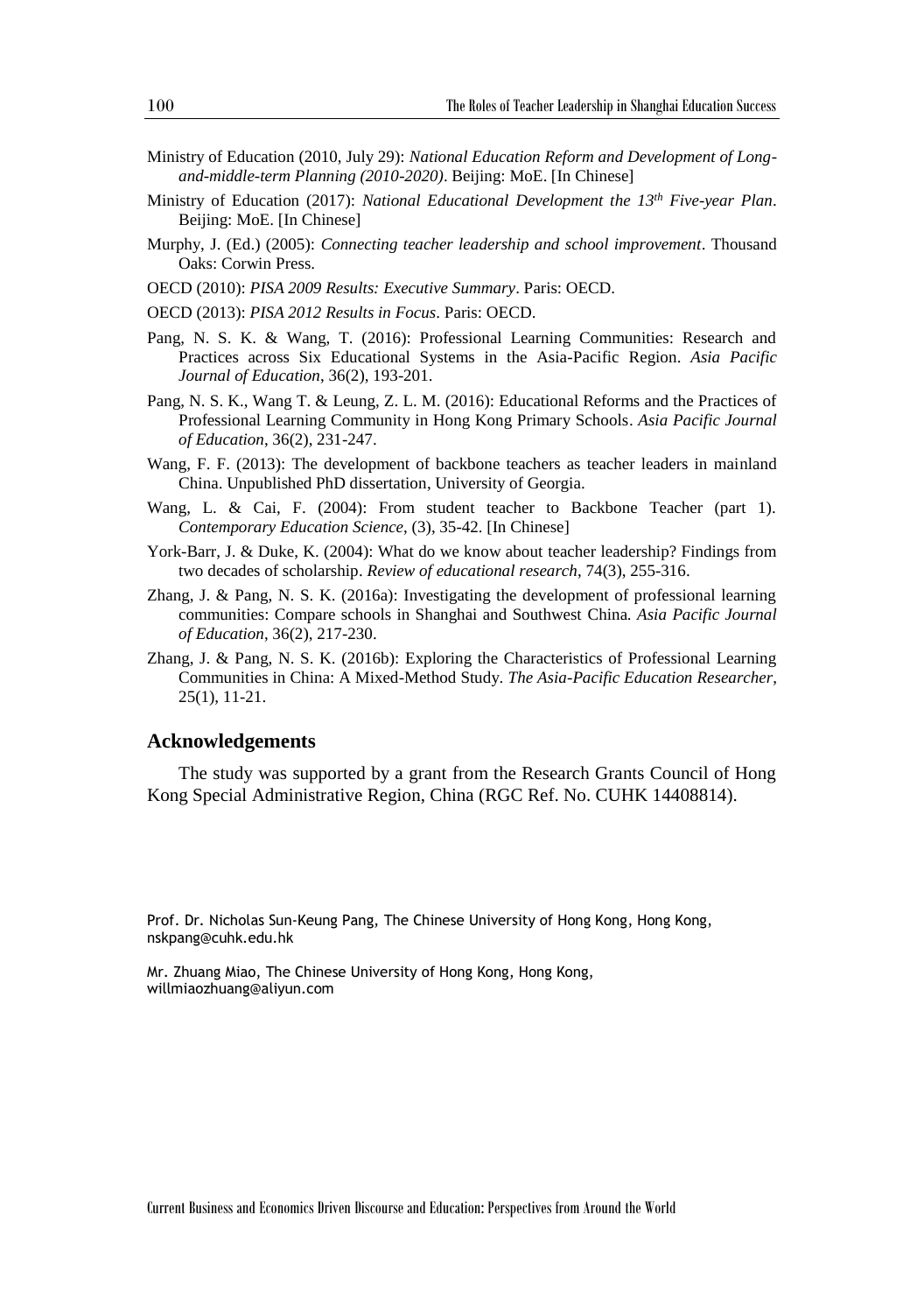Ministry of Education (2010, July 29): *National Education Reform and Development of Long-and-middle-term Planning (2010-2020)*. Beijing: MoE. [In Chinese]

Ministry of Education (2017): *National Educational Development the 13th Five-year Plan*. Beijing: MoE. [In Chinese]

Murphy, J. (Ed.) (2005): *Connecting teacher leadership and school improvement*. Thousand Oaks: Corwin Press.

OECD (2010): *PISA 2009 Results: Executive Summary*. Paris: OECD.

OECD (2013): *PISA 2012 Results in Focus*. Paris: OECD.

Pang, N. S. K. & Wang, T. (2016): Professional Learning Communities: Research and Practices across Six Educational Systems in the Asia-Pacific Region. *Asia Pacific Journal of Education*, 36(2), 193-201.

Pang, N. S. K., Wang T. & Leung, Z. L. M. (2016): Educational Reforms and the Practices of Professional Learning Community in Hong Kong Primary Schools. *Asia Pacific Journal of Education*, 36(2), 231-247.

Wang, F. F. (2013): The development of backbone teachers as teacher leaders in mainland China. Unpublished PhD dissertation, University of Georgia.

Wang, L. & Cai, F. (2004): From student teacher to Backbone Teacher (part 1). *Contemporary Education Science*, (3), 35-42. [In Chinese]

York-Barr, J. & Duke, K. (2004): What do we know about teacher leadership? Findings from two decades of scholarship. *Review of educational research*, 74(3), 255-316.

Zhang, J. & Pang, N. S. K. (2016a): Investigating the development of professional learning communities: Compare schools in Shanghai and Southwest China. *Asia Pacific Journal of Education*, 36(2), 217-230.

Zhang, J. & Pang, N. S. K. (2016b): Exploring the Characteristics of Professional Learning Communities in China: A Mixed-Method Study. *The Asia-Pacific Education Researcher*, 25(1), 11-21.

## Acknowledgements

The study was supported by a grant from the Research Grants Council of Hong Kong Special Administrative Region, China (RGC Ref. No. CUHK 14408814).

Prof. Dr. Nicholas Sun-Keung Pang, The Chinese University of Hong Kong, Hong Kong, nskpang@cuhk.edu.hk

Mr. Zhuang Miao, The Chinese University of Hong Kong, Hong Kong, willmiaozhuang@aliyun.com